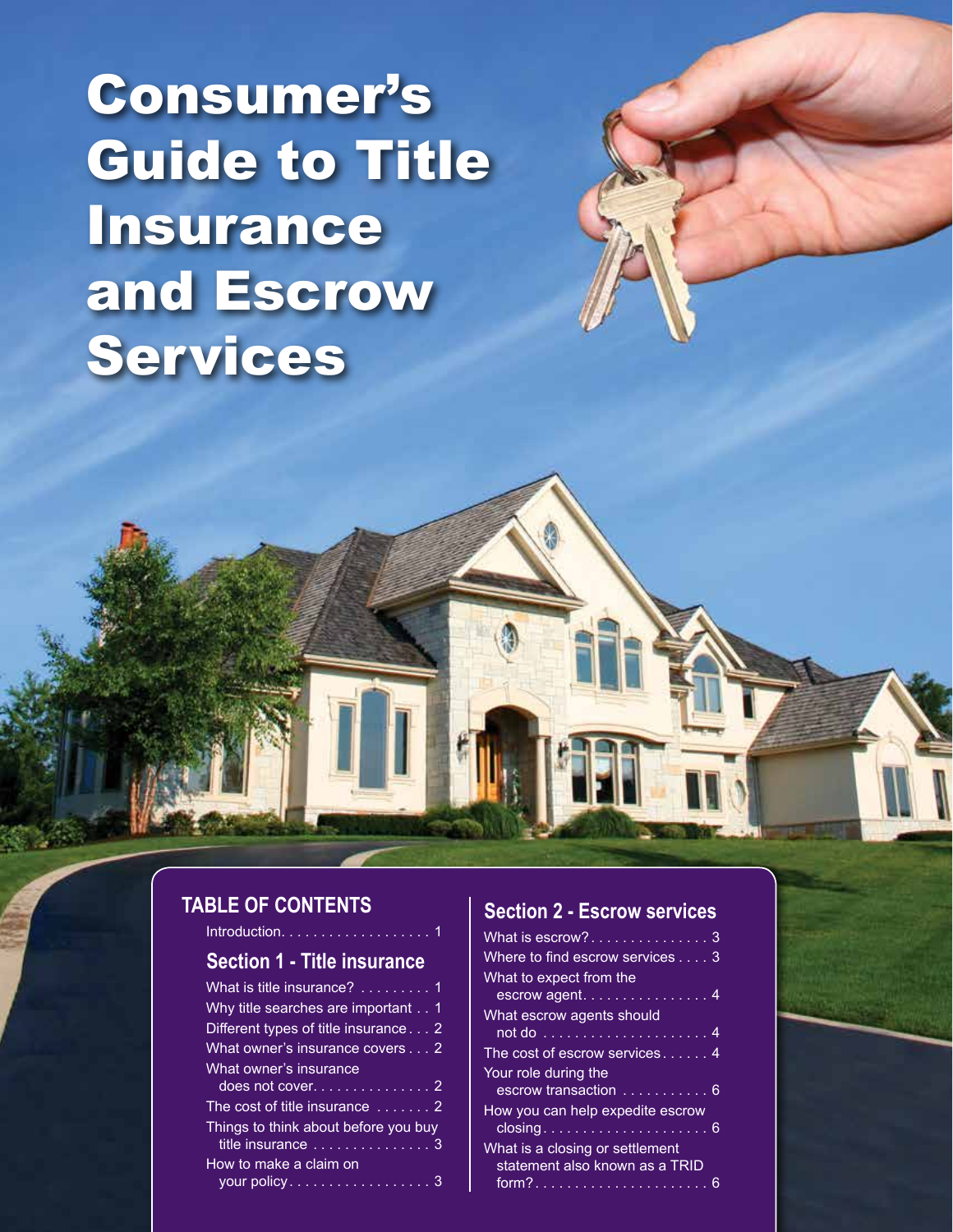# Consumer's Guide to Title Insurance and Escrow Services

## TABLE OF CONTENTS

Introduction. . . . . . . . . . . . . . . . . . . 1

### Section 1 - Title insurance

What is title insurance? . . . . . . . . . 1

Why title searches are important . . 1

Different types of title insurance . . . 2

What owner's insurance covers . . . 2

What owner's insurance does not cover. . . . . . . . . . . . . . . 2

The cost of title insurance . . . . . . . 2

Things to think about before you buy title insurance . . . . . . . . . . . . . . . 3

How to make a claim on your policy. . . . . . . . . . . . . . . . . 3

### Section 2 - Escrow services

What is escrow? . . . . . . . . . . . . . . . 3

Where to find escrow services . . . . 3

What to expect from the escrow agent. . . . . . . . . . . . . . . . 4

What escrow agents should not do . . . . . . . . . . . . . . . . . . . . 4

The cost of escrow services. . . . . . 4

Your role during the escrow transaction . . . . . . . . . . . 6

How you can help expedite escrow closing. . . . . . . . . . . . . . . . . . . . 6

What is a closing or settlement statement also known as a TRID form? . . . . . . . . . . . . . . . . . . . . . 6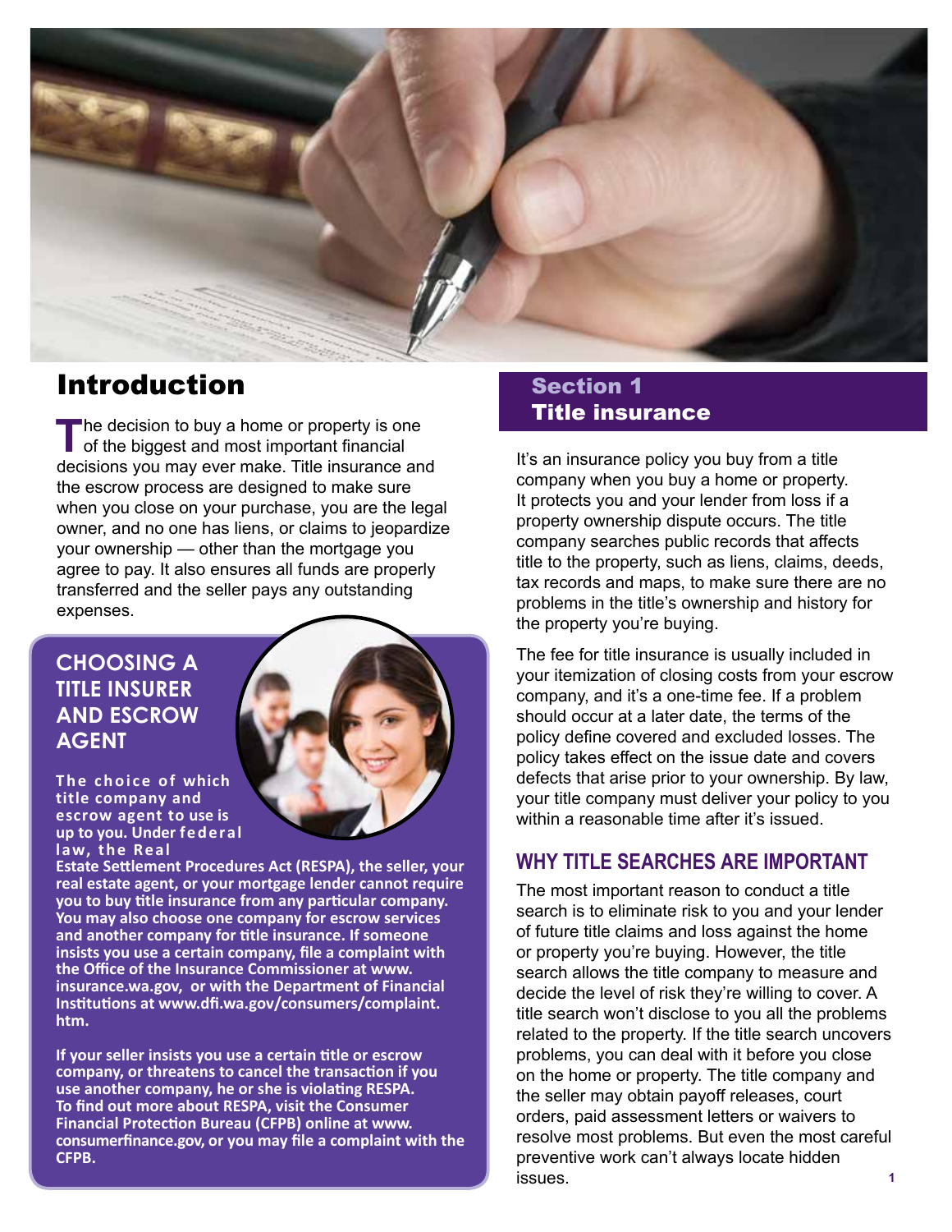# Introduction

The decision to buy a home or property is one of the biggest and most important financial decisions you may ever make. Title insurance and the escrow process are designed to make sure when you close on your purchase, you are the legal owner, and no one has liens, or claims to jeopardize your ownership — other than the mortgage you agree to pay. It also ensures all funds are properly transferred and the seller pays any outstanding expenses.

## CHOOSING A TITLE INSURER AND ESCROW AGENT

**The choice of which title company and escrow agent to use is up to you. Under federal law, the Real Estate Settlement Procedures Act (RESPA), the seller, your real estate agent, or your mortgage lender cannot require you to buy title insurance from any particular company. You may also choose one company for escrow services and another company for title insurance. If someone insists you use a certain company, file a complaint with the Office of the Insurance Commissioner at www.insurance.wa.gov, or with the Department of Financial Institutions at www.dfi.wa.gov/consumers/complaint.htm.**

**If your seller insists you use a certain title or escrow company, or threatens to cancel the transaction if you use another company, he or she is violating RESPA. To find out more about RESPA, visit the Consumer Financial Protection Bureau (CFPB) online at www.consumerfinance.gov, or you may file a complaint with the CFPB.**

# Section 1
# Title insurance

It's an insurance policy you buy from a title company when you buy a home or property. It protects you and your lender from loss if a property ownership dispute occurs. The title company searches public records that affects title to the property, such as liens, claims, deeds, tax records and maps, to make sure there are no problems in the title's ownership and history for the property you're buying.

The fee for title insurance is usually included in your itemization of closing costs from your escrow company, and it's a one-time fee. If a problem should occur at a later date, the terms of the policy define covered and excluded losses. The policy takes effect on the issue date and covers defects that arise prior to your ownership. By law, your title company must deliver your policy to you within a reasonable time after it's issued.

## WHY TITLE SEARCHES ARE IMPORTANT

The most important reason to conduct a title search is to eliminate risk to you and your lender of future title claims and loss against the home or property you're buying. However, the title search allows the title company to measure and decide the level of risk they're willing to cover. A title search won't disclose to you all the problems related to the property. If the title search uncovers problems, you can deal with it before you close on the home or property. The title company and the seller may obtain payoff releases, court orders, paid assessment letters or waivers to resolve most problems. But even the most careful preventive work can't always locate hidden issues.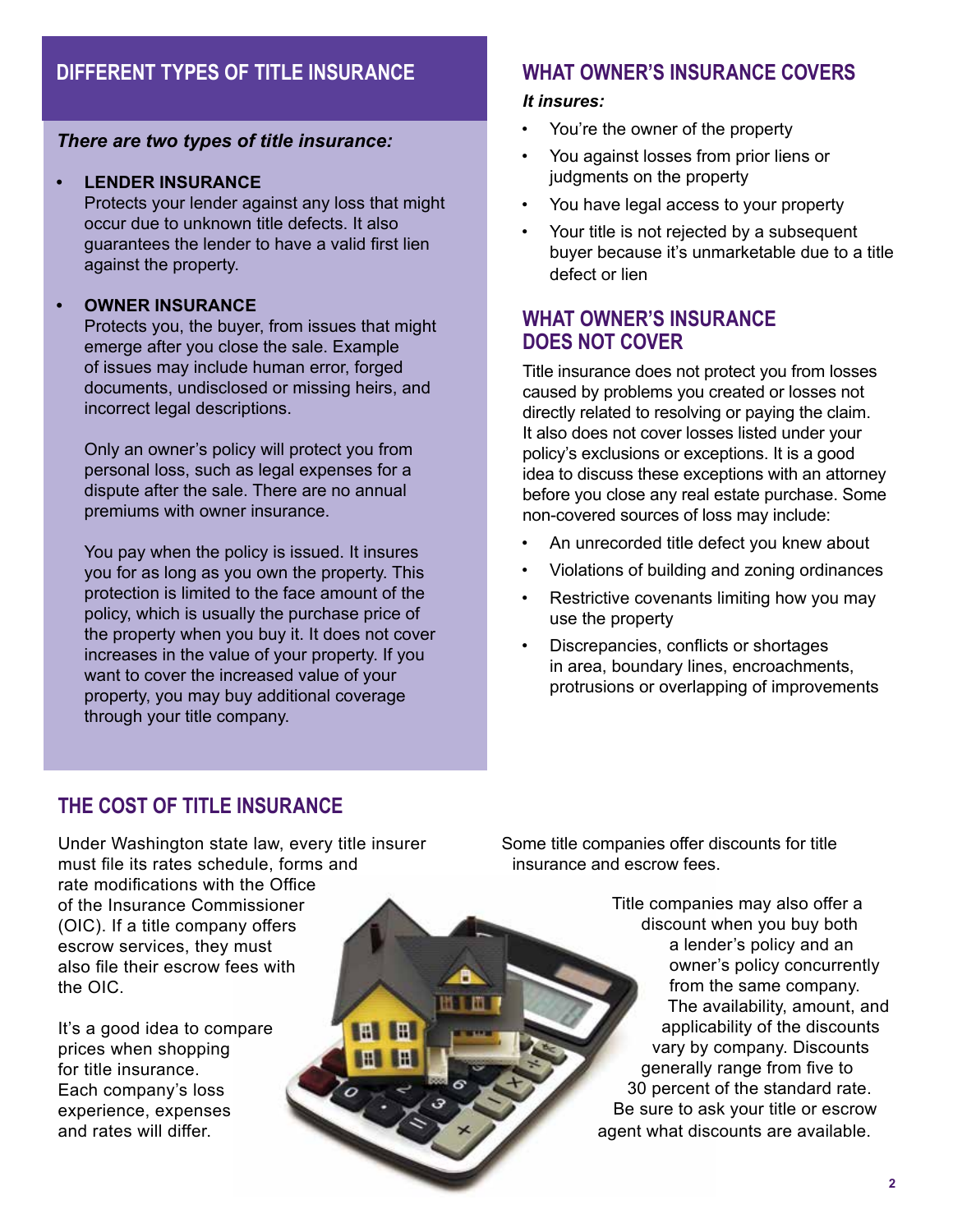## DIFFERENT TYPES OF TITLE INSURANCE

*There are two types of title insurance:*

- **LENDER INSURANCE**
  Protects your lender against any loss that might occur due to unknown title defects. It also guarantees the lender to have a valid first lien against the property.

- **OWNER INSURANCE**
  Protects you, the buyer, from issues that might emerge after you close the sale. Example of issues may include human error, forged documents, undisclosed or missing heirs, and incorrect legal descriptions.

  Only an owner's policy will protect you from personal loss, such as legal expenses for a dispute after the sale. There are no annual premiums with owner insurance.

  You pay when the policy is issued. It insures you for as long as you own the property. This protection is limited to the face amount of the policy, which is usually the purchase price of the property when you buy it. It does not cover increases in the value of your property. If you want to cover the increased value of your property, you may buy additional coverage through your title company.

## WHAT OWNER'S INSURANCE COVERS

***It insures:***

- You're the owner of the property
- You against losses from prior liens or judgments on the property
- You have legal access to your property
- Your title is not rejected by a subsequent buyer because it's unmarketable due to a title defect or lien

## WHAT OWNER'S INSURANCE DOES NOT COVER

Title insurance does not protect you from losses caused by problems you created or losses not directly related to resolving or paying the claim. It also does not cover losses listed under your policy's exclusions or exceptions. It is a good idea to discuss these exceptions with an attorney before you close any real estate purchase. Some non-covered sources of loss may include:

- An unrecorded title defect you knew about
- Violations of building and zoning ordinances
- Restrictive covenants limiting how you may use the property
- Discrepancies, conflicts or shortages in area, boundary lines, encroachments, protrusions or overlapping of improvements

## THE COST OF TITLE INSURANCE

Under Washington state law, every title insurer must file its rates schedule, forms and rate modifications with the Office of the Insurance Commissioner (OIC). If a title company offers escrow services, they must also file their escrow fees with the OIC.

It's a good idea to compare prices when shopping for title insurance. Each company's loss experience, expenses and rates will differ.

Some title companies offer discounts for title insurance and escrow fees.

Title companies may also offer a discount when you buy both a lender's policy and an owner's policy concurrently from the same company. The availability, amount, and applicability of the discounts vary by company. Discounts generally range from five to 30 percent of the standard rate. Be sure to ask your title or escrow agent what discounts are available.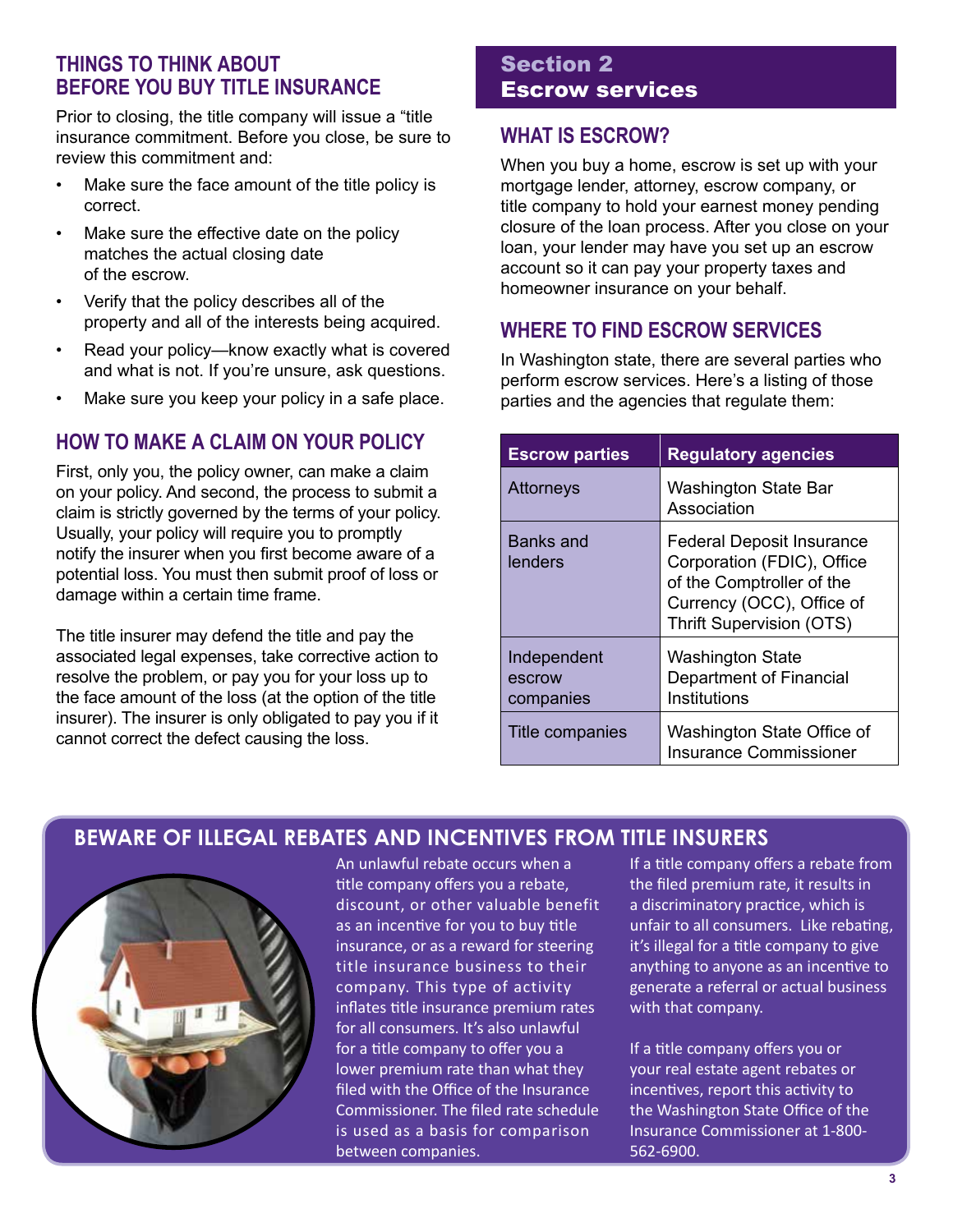## THINGS TO THINK ABOUT BEFORE YOU BUY TITLE INSURANCE

Prior to closing, the title company will issue a "title insurance commitment. Before you close, be sure to review this commitment and:

- Make sure the face amount of the title policy is correct.
- Make sure the effective date on the policy matches the actual closing date of the escrow.
- Verify that the policy describes all of the property and all of the interests being acquired.
- Read your policy—know exactly what is covered and what is not. If you're unsure, ask questions.
- Make sure you keep your policy in a safe place.

## HOW TO MAKE A CLAIM ON YOUR POLICY

First, only you, the policy owner, can make a claim on your policy. And second, the process to submit a claim is strictly governed by the terms of your policy. Usually, your policy will require you to promptly notify the insurer when you first become aware of a potential loss. You must then submit proof of loss or damage within a certain time frame.

The title insurer may defend the title and pay the associated legal expenses, take corrective action to resolve the problem, or pay you for your loss up to the face amount of the loss (at the option of the title insurer). The insurer is only obligated to pay you if it cannot correct the defect causing the loss.

# Section 2 Escrow services

## WHAT IS ESCROW?

When you buy a home, escrow is set up with your mortgage lender, attorney, escrow company, or title company to hold your earnest money pending closure of the loan process. After you close on your loan, your lender may have you set up an escrow account so it can pay your property taxes and homeowner insurance on your behalf.

## WHERE TO FIND ESCROW SERVICES

In Washington state, there are several parties who perform escrow services. Here's a listing of those parties and the agencies that regulate them:

| Escrow parties | Regulatory agencies |
|---|---|
| Attorneys | Washington State Bar Association |
| Banks and lenders | Federal Deposit Insurance Corporation (FDIC), Office of the Comptroller of the Currency (OCC), Office of Thrift Supervision (OTS) |
| Independent escrow companies | Washington State Department of Financial Institutions |
| Title companies | Washington State Office of Insurance Commissioner |

## BEWARE OF ILLEGAL REBATES AND INCENTIVES FROM TITLE INSURERS

An unlawful rebate occurs when a title company offers you a rebate, discount, or other valuable benefit as an incentive for you to buy title insurance, or as a reward for steering title insurance business to their company. This type of activity inflates title insurance premium rates for all consumers. It's also unlawful for a title company to offer you a lower premium rate than what they filed with the Office of the Insurance Commissioner. The filed rate schedule is used as a basis for comparison between companies.

If a title company offers a rebate from the filed premium rate, it results in a discriminatory practice, which is unfair to all consumers. Like rebating, it's illegal for a title company to give anything to anyone as an incentive to generate a referral or actual business with that company.

If a title company offers you or your real estate agent rebates or incentives, report this activity to the Washington State Office of the Insurance Commissioner at 1-800-562-6900.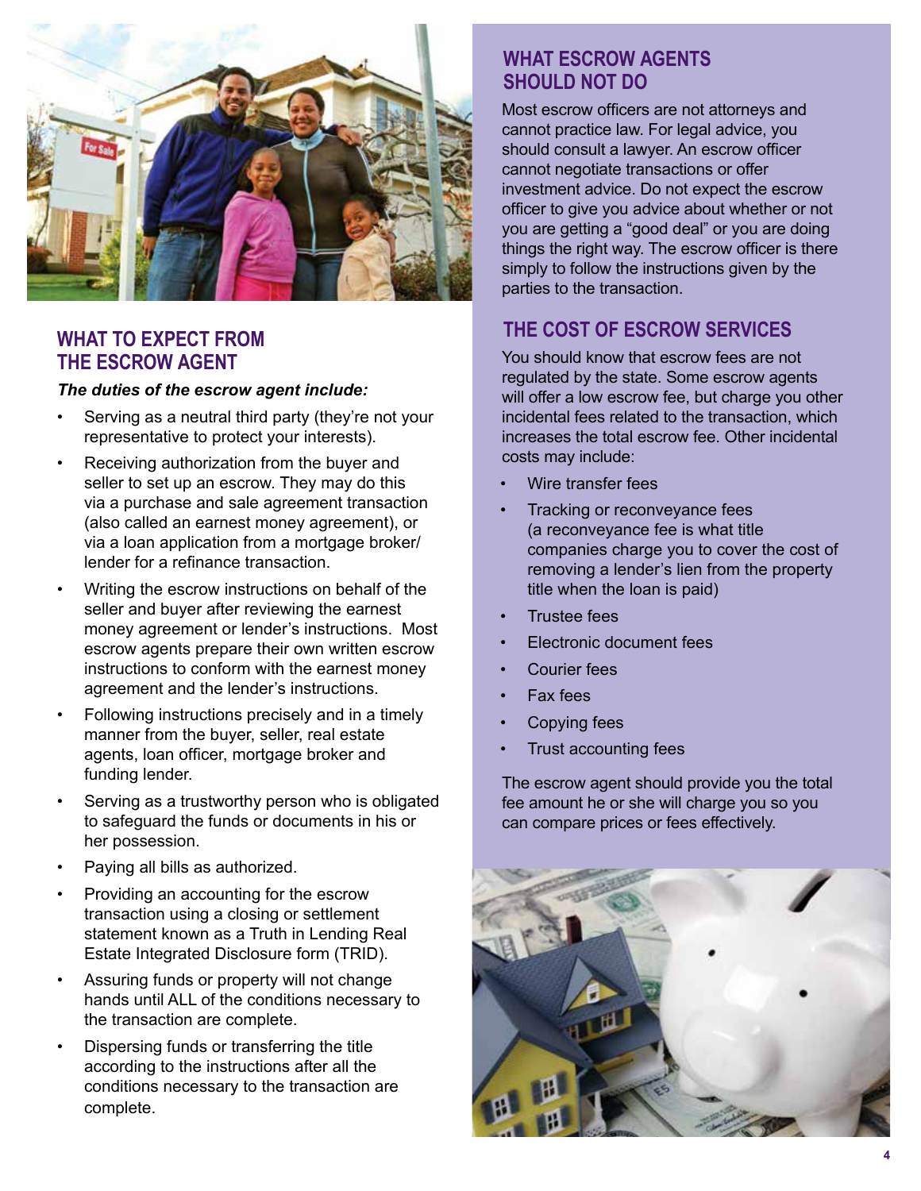## WHAT TO EXPECT FROM THE ESCROW AGENT

***The duties of the escrow agent include:***

- Serving as a neutral third party (they're not your representative to protect your interests).
- Receiving authorization from the buyer and seller to set up an escrow. They may do this via a purchase and sale agreement transaction (also called an earnest money agreement), or via a loan application from a mortgage broker/ lender for a refinance transaction.
- Writing the escrow instructions on behalf of the seller and buyer after reviewing the earnest money agreement or lender's instructions. Most escrow agents prepare their own written escrow instructions to conform with the earnest money agreement and the lender's instructions.
- Following instructions precisely and in a timely manner from the buyer, seller, real estate agents, loan officer, mortgage broker and funding lender.
- Serving as a trustworthy person who is obligated to safeguard the funds or documents in his or her possession.
- Paying all bills as authorized.
- Providing an accounting for the escrow transaction using a closing or settlement statement known as a Truth in Lending Real Estate Integrated Disclosure form (TRID).
- Assuring funds or property will not change hands until ALL of the conditions necessary to the transaction are complete.
- Dispersing funds or transferring the title according to the instructions after all the conditions necessary to the transaction are complete.

## WHAT ESCROW AGENTS SHOULD NOT DO

Most escrow officers are not attorneys and cannot practice law. For legal advice, you should consult a lawyer. An escrow officer cannot negotiate transactions or offer investment advice. Do not expect the escrow officer to give you advice about whether or not you are getting a "good deal" or you are doing things the right way. The escrow officer is there simply to follow the instructions given by the parties to the transaction.

## THE COST OF ESCROW SERVICES

You should know that escrow fees are not regulated by the state. Some escrow agents will offer a low escrow fee, but charge you other incidental fees related to the transaction, which increases the total escrow fee. Other incidental costs may include:

- Wire transfer fees
- Tracking or reconveyance fees (a reconveyance fee is what title companies charge you to cover the cost of removing a lender's lien from the property title when the loan is paid)
- Trustee fees
- Electronic document fees
- Courier fees
- Fax fees
- Copying fees
- Trust accounting fees

The escrow agent should provide you the total fee amount he or she will charge you so you can compare prices or fees effectively.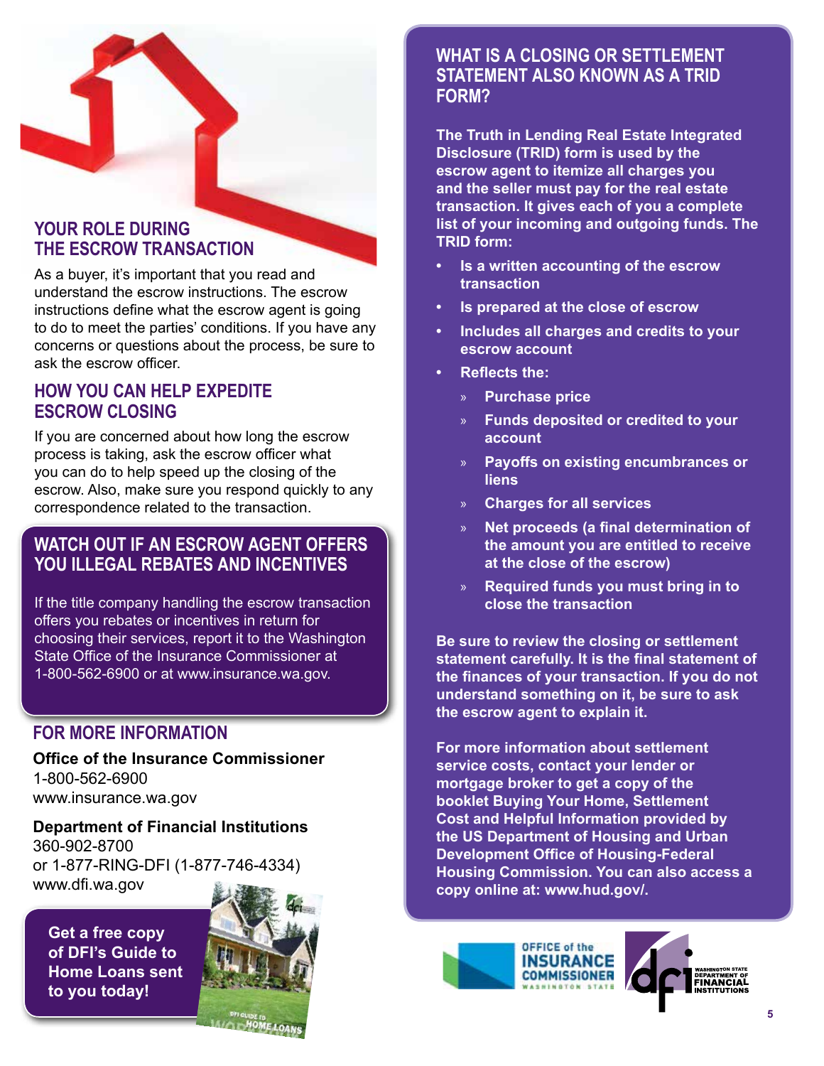## YOUR ROLE DURING THE ESCROW TRANSACTION

As a buyer, it's important that you read and understand the escrow instructions. The escrow instructions define what the escrow agent is going to do to meet the parties' conditions. If you have any concerns or questions about the process, be sure to ask the escrow officer.

## HOW YOU CAN HELP EXPEDITE ESCROW CLOSING

If you are concerned about how long the escrow process is taking, ask the escrow officer what you can do to help speed up the closing of the escrow. Also, make sure you respond quickly to any correspondence related to the transaction.

## WATCH OUT IF AN ESCROW AGENT OFFERS YOU ILLEGAL REBATES AND INCENTIVES

If the title company handling the escrow transaction offers you rebates or incentives in return for choosing their services, report it to the Washington State Office of the Insurance Commissioner at 1-800-562-6900 or at www.insurance.wa.gov.

## FOR MORE INFORMATION

**Office of the Insurance Commissioner**
1-800-562-6900
www.insurance.wa.gov

**Department of Financial Institutions**
360-902-8700
or 1-877-RING-DFI (1-877-746-4334)
www.dfi.wa.gov

**Get a free copy of DFI's Guide to Home Loans sent to you today!**

## WHAT IS A CLOSING OR SETTLEMENT STATEMENT ALSO KNOWN AS A TRID FORM?

**The Truth in Lending Real Estate Integrated Disclosure (TRID) form is used by the escrow agent to itemize all charges you and the seller must pay for the real estate transaction. It gives each of you a complete list of your incoming and outgoing funds. The TRID form:**

- **Is a written accounting of the escrow transaction**
- **Is prepared at the close of escrow**
- **Includes all charges and credits to your escrow account**
- **Reflects the:**
  - **Purchase price**
  - **Funds deposited or credited to your account**
  - **Payoffs on existing encumbrances or liens**
  - **Charges for all services**
  - **Net proceeds (a final determination of the amount you are entitled to receive at the close of the escrow)**
  - **Required funds you must bring in to close the transaction**

**Be sure to review the closing or settlement statement carefully. It is the final statement of the finances of your transaction. If you do not understand something on it, be sure to ask the escrow agent to explain it.**

**For more information about settlement service costs, contact your lender or mortgage broker to get a copy of the booklet Buying Your Home, Settlement Cost and Helpful Information provided by the US Department of Housing and Urban Development Office of Housing-Federal Housing Commission. You can also access a copy online at: www.hud.gov/.**